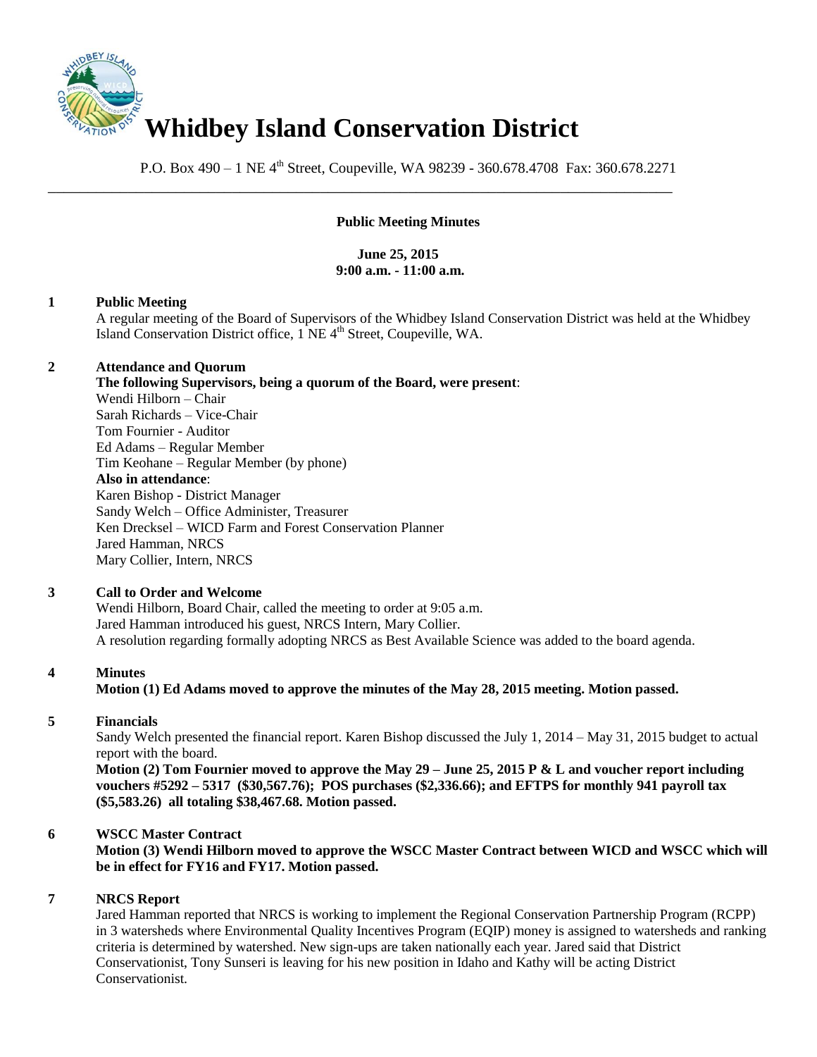# Whidbey Island Conservation District

P.O. Box 490 – 1 NE 4th Street, Coupeville, WA 98239 - 360.678.4708 Fax: 360.678.2271

---

**Public Meeting Minutes**

**June 25, 2015**
**9:00 a.m. - 11:00 a.m.**

**1 Public Meeting**

A regular meeting of the Board of Supervisors of the Whidbey Island Conservation District was held at the Whidbey Island Conservation District office, 1 NE 4th Street, Coupeville, WA.

**2 Attendance and Quorum**

**The following Supervisors, being a quorum of the Board, were present**:
Wendi Hilborn – Chair
Sarah Richards – Vice-Chair
Tom Fournier - Auditor
Ed Adams – Regular Member
Tim Keohane – Regular Member (by phone)

**Also in attendance**:
Karen Bishop - District Manager
Sandy Welch – Office Administer, Treasurer
Ken Drecksel – WICD Farm and Forest Conservation Planner
Jared Hamman, NRCS
Mary Collier, Intern, NRCS

**3 Call to Order and Welcome**

Wendi Hilborn, Board Chair, called the meeting to order at 9:05 a.m.
Jared Hamman introduced his guest, NRCS Intern, Mary Collier.
A resolution regarding formally adopting NRCS as Best Available Science was added to the board agenda.

**4 Minutes**

**Motion (1) Ed Adams moved to approve the minutes of the May 28, 2015 meeting. Motion passed.**

**5 Financials**

Sandy Welch presented the financial report. Karen Bishop discussed the July 1, 2014 – May 31, 2015 budget to actual report with the board.

**Motion (2) Tom Fournier moved to approve the May 29 – June 25, 2015 P & L and voucher report including vouchers #5292 – 5317 ($30,567.76); POS purchases ($2,336.66); and EFTPS for monthly 941 payroll tax ($5,583.26) all totaling $38,467.68. Motion passed.**

**6 WSCC Master Contract**

**Motion (3) Wendi Hilborn moved to approve the WSCC Master Contract between WICD and WSCC which will be in effect for FY16 and FY17. Motion passed.**

**7 NRCS Report**

Jared Hamman reported that NRCS is working to implement the Regional Conservation Partnership Program (RCPP) in 3 watersheds where Environmental Quality Incentives Program (EQIP) money is assigned to watersheds and ranking criteria is determined by watershed. New sign-ups are taken nationally each year. Jared said that District Conservationist, Tony Sunseri is leaving for his new position in Idaho and Kathy will be acting District Conservationist.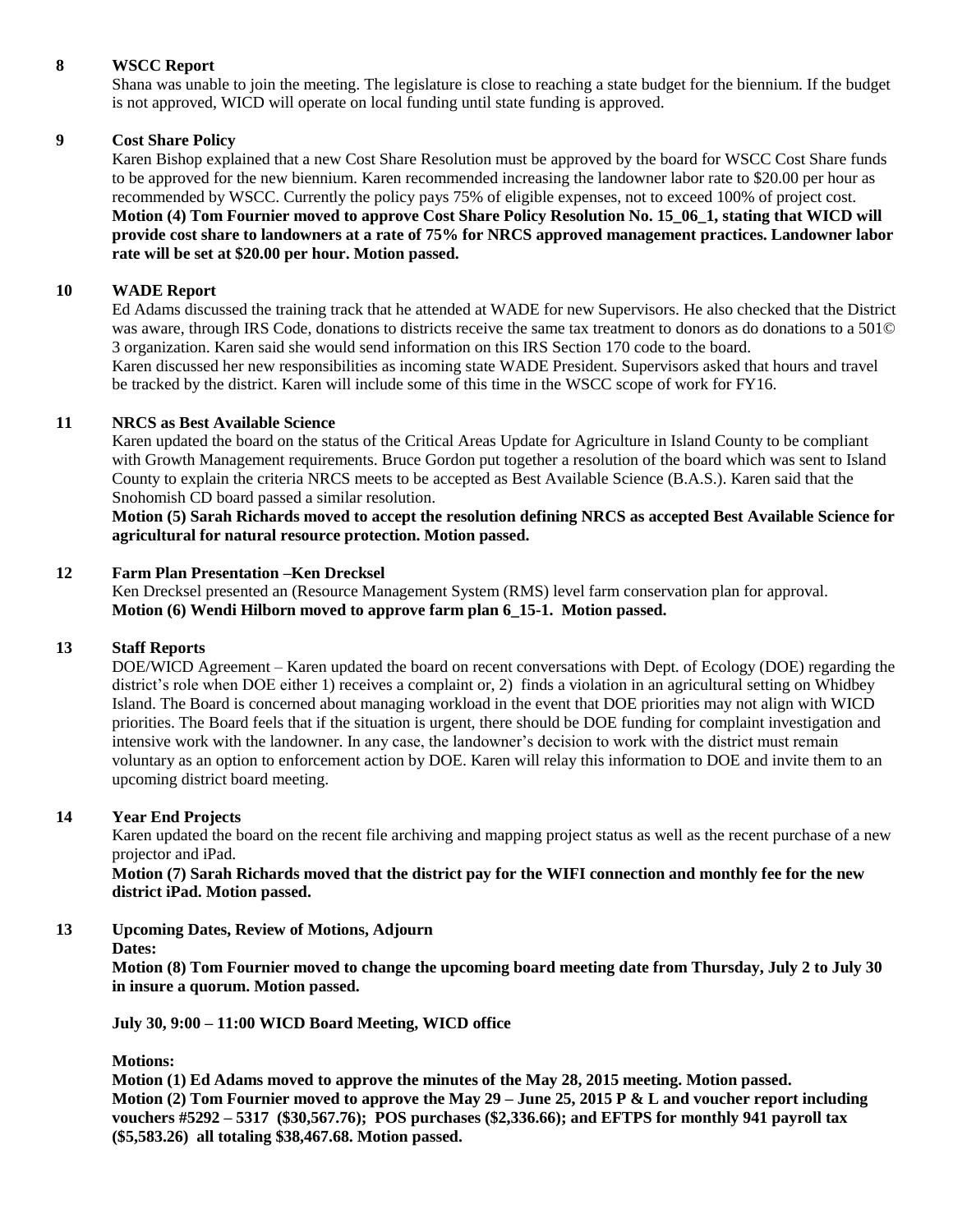**8 WSCC Report**

Shana was unable to join the meeting. The legislature is close to reaching a state budget for the biennium. If the budget is not approved, WICD will operate on local funding until state funding is approved.

**9 Cost Share Policy**

Karen Bishop explained that a new Cost Share Resolution must be approved by the board for WSCC Cost Share funds to be approved for the new biennium. Karen recommended increasing the landowner labor rate to $20.00 per hour as recommended by WSCC. Currently the policy pays 75% of eligible expenses, not to exceed 100% of project cost.

**Motion (4) Tom Fournier moved to approve Cost Share Policy Resolution No. 15_06_1, stating that WICD will provide cost share to landowners at a rate of 75% for NRCS approved management practices. Landowner labor rate will be set at $20.00 per hour. Motion passed.**

**10 WADE Report**

Ed Adams discussed the training track that he attended at WADE for new Supervisors. He also checked that the District was aware, through IRS Code, donations to districts receive the same tax treatment to donors as do donations to a 501© 3 organization. Karen said she would send information on this IRS Section 170 code to the board.

Karen discussed her new responsibilities as incoming state WADE President. Supervisors asked that hours and travel be tracked by the district. Karen will include some of this time in the WSCC scope of work for FY16.

**11 NRCS as Best Available Science**

Karen updated the board on the status of the Critical Areas Update for Agriculture in Island County to be compliant with Growth Management requirements. Bruce Gordon put together a resolution of the board which was sent to Island County to explain the criteria NRCS meets to be accepted as Best Available Science (B.A.S.). Karen said that the Snohomish CD board passed a similar resolution.

**Motion (5) Sarah Richards moved to accept the resolution defining NRCS as accepted Best Available Science for agricultural for natural resource protection. Motion passed.**

**12 Farm Plan Presentation –Ken Drecksel**

Ken Drecksel presented an (Resource Management System (RMS) level farm conservation plan for approval.

**Motion (6) Wendi Hilborn moved to approve farm plan 6_15-1. Motion passed.**

**13 Staff Reports**

DOE/WICD Agreement – Karen updated the board on recent conversations with Dept. of Ecology (DOE) regarding the district's role when DOE either 1) receives a complaint or, 2) finds a violation in an agricultural setting on Whidbey Island. The Board is concerned about managing workload in the event that DOE priorities may not align with WICD priorities. The Board feels that if the situation is urgent, there should be DOE funding for complaint investigation and intensive work with the landowner. In any case, the landowner's decision to work with the district must remain voluntary as an option to enforcement action by DOE. Karen will relay this information to DOE and invite them to an upcoming district board meeting.

**14 Year End Projects**

Karen updated the board on the recent file archiving and mapping project status as well as the recent purchase of a new projector and iPad.

**Motion (7) Sarah Richards moved that the district pay for the WIFI connection and monthly fee for the new district iPad. Motion passed.**

**13 Upcoming Dates, Review of Motions, Adjourn**

**Dates:**

**Motion (8) Tom Fournier moved to change the upcoming board meeting date from Thursday, July 2 to July 30 in insure a quorum. Motion passed.**

**July 30, 9:00 – 11:00 WICD Board Meeting, WICD office**

**Motions:**

**Motion (1) Ed Adams moved to approve the minutes of the May 28, 2015 meeting. Motion passed.**

**Motion (2) Tom Fournier moved to approve the May 29 – June 25, 2015 P & L and voucher report including vouchers #5292 – 5317 ($30,567.76); POS purchases ($2,336.66); and EFTPS for monthly 941 payroll tax ($5,583.26) all totaling $38,467.68. Motion passed.**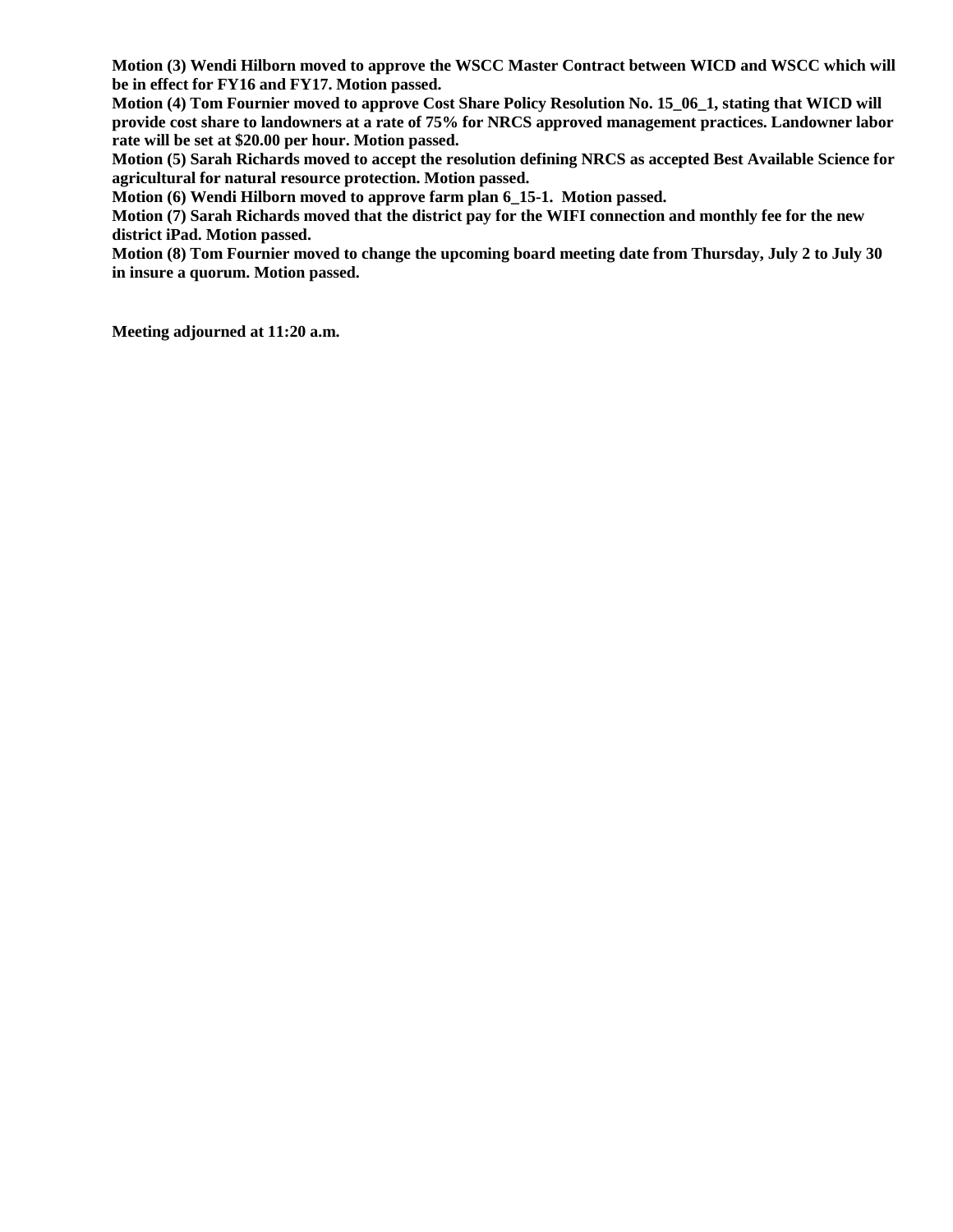**Motion (3) Wendi Hilborn moved to approve the WSCC Master Contract between WICD and WSCC which will be in effect for FY16 and FY17. Motion passed.**

**Motion (4) Tom Fournier moved to approve Cost Share Policy Resolution No. 15_06_1, stating that WICD will provide cost share to landowners at a rate of 75% for NRCS approved management practices. Landowner labor rate will be set at $20.00 per hour. Motion passed.**

**Motion (5) Sarah Richards moved to accept the resolution defining NRCS as accepted Best Available Science for agricultural for natural resource protection. Motion passed.**

**Motion (6) Wendi Hilborn moved to approve farm plan 6_15-1. Motion passed.**

**Motion (7) Sarah Richards moved that the district pay for the WIFI connection and monthly fee for the new district iPad. Motion passed.**

**Motion (8) Tom Fournier moved to change the upcoming board meeting date from Thursday, July 2 to July 30 in insure a quorum. Motion passed.**

**Meeting adjourned at 11:20 a.m.**